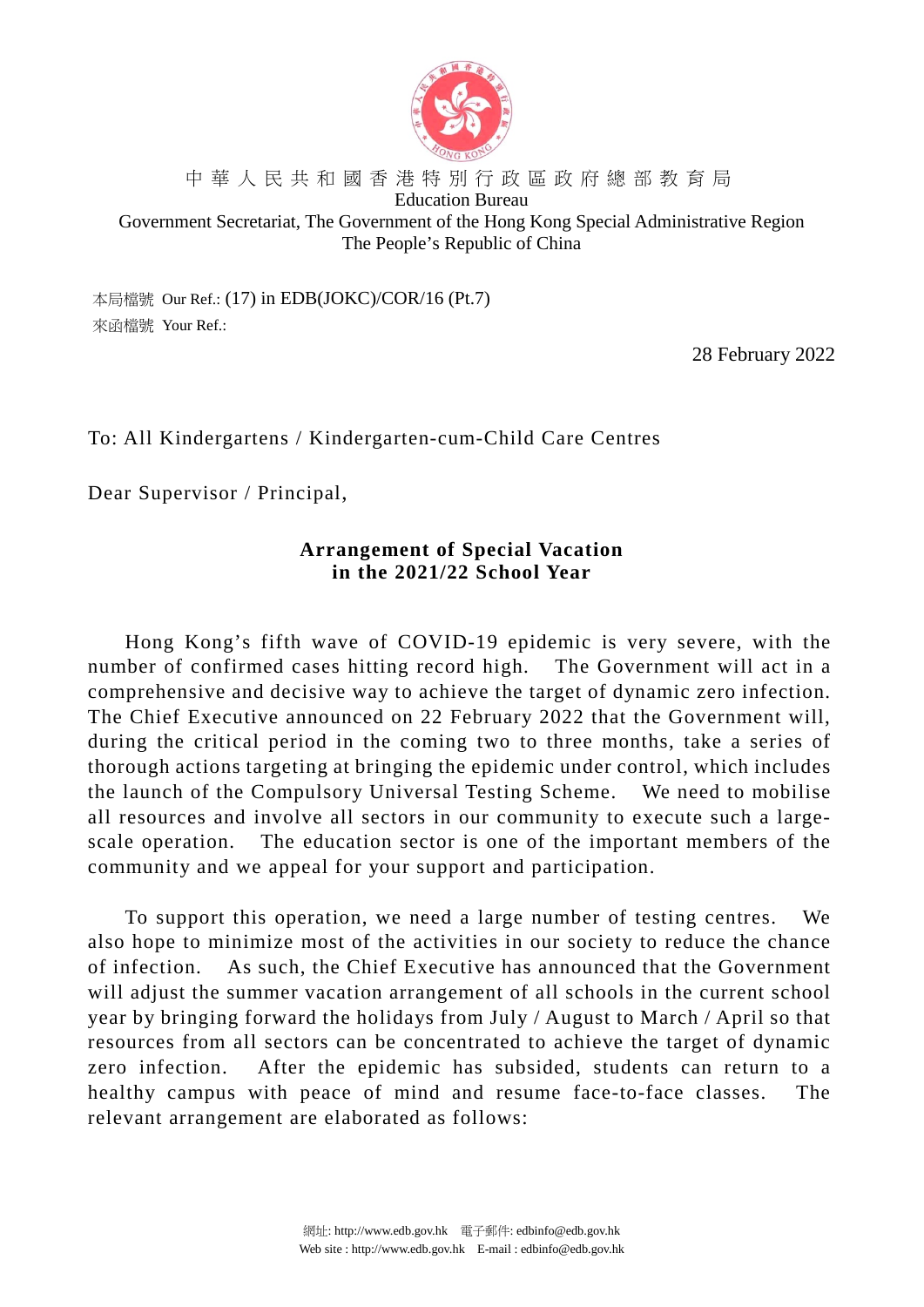中 華 人 民 共 和 國 香 港 特 別 行 政 區 政 府 總 部 教 育 局
Education Bureau
Government Secretariat, The Government of the Hong Kong Special Administrative Region
The People's Republic of China

本局檔號 Our Ref.: (17) in EDB(JOKC)/COR/16 (Pt.7)
來函檔號 Your Ref.:

28 February 2022

To: All Kindergartens / Kindergarten-cum-Child Care Centres

Dear Supervisor / Principal,

**Arrangement of Special Vacation in the 2021/22 School Year**

Hong Kong's fifth wave of COVID-19 epidemic is very severe, with the number of confirmed cases hitting record high. The Government will act in a comprehensive and decisive way to achieve the target of dynamic zero infection. The Chief Executive announced on 22 February 2022 that the Government will, during the critical period in the coming two to three months, take a series of thorough actions targeting at bringing the epidemic under control, which includes the launch of the Compulsory Universal Testing Scheme. We need to mobilise all resources and involve all sectors in our community to execute such a large-scale operation. The education sector is one of the important members of the community and we appeal for your support and participation.

To support this operation, we need a large number of testing centres. We also hope to minimize most of the activities in our society to reduce the chance of infection. As such, the Chief Executive has announced that the Government will adjust the summer vacation arrangement of all schools in the current school year by bringing forward the holidays from July / August to March / April so that resources from all sectors can be concentrated to achieve the target of dynamic zero infection. After the epidemic has subsided, students can return to a healthy campus with peace of mind and resume face-to-face classes. The relevant arrangement are elaborated as follows:

網址: http://www.edb.gov.hk 電子郵件: edbinfo@edb.gov.hk
Web site : http://www.edb.gov.hk E-mail : edbinfo@edb.gov.hk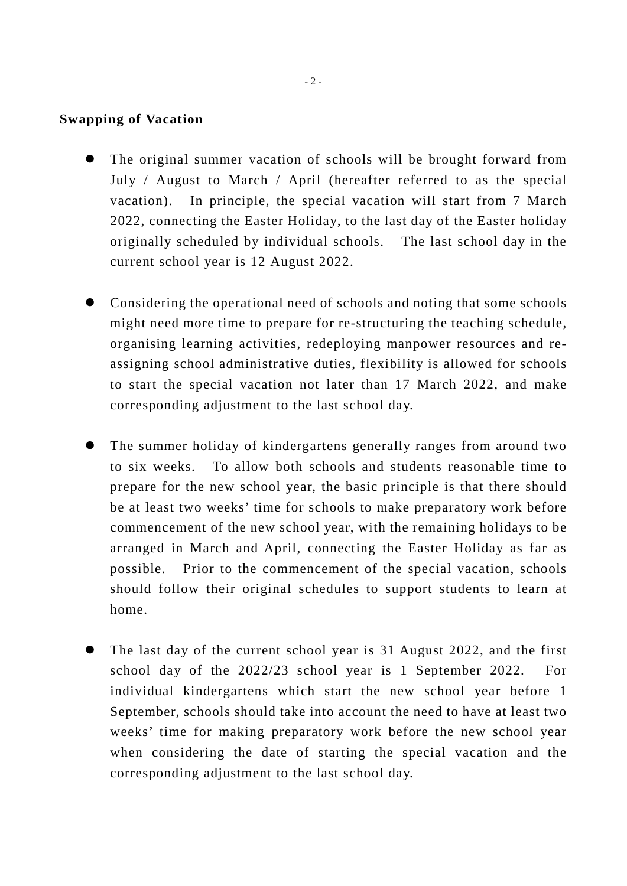**Swapping of Vacation**

- The original summer vacation of schools will be brought forward from July / August to March / April (hereafter referred to as the special vacation). In principle, the special vacation will start from 7 March 2022, connecting the Easter Holiday, to the last day of the Easter holiday originally scheduled by individual schools. The last school day in the current school year is 12 August 2022.

- Considering the operational need of schools and noting that some schools might need more time to prepare for re-structuring the teaching schedule, organising learning activities, redeploying manpower resources and re-assigning school administrative duties, flexibility is allowed for schools to start the special vacation not later than 17 March 2022, and make corresponding adjustment to the last school day.

- The summer holiday of kindergartens generally ranges from around two to six weeks. To allow both schools and students reasonable time to prepare for the new school year, the basic principle is that there should be at least two weeks' time for schools to make preparatory work before commencement of the new school year, with the remaining holidays to be arranged in March and April, connecting the Easter Holiday as far as possible. Prior to the commencement of the special vacation, schools should follow their original schedules to support students to learn at home.

- The last day of the current school year is 31 August 2022, and the first school day of the 2022/23 school year is 1 September 2022. For individual kindergartens which start the new school year before 1 September, schools should take into account the need to have at least two weeks' time for making preparatory work before the new school year when considering the date of starting the special vacation and the corresponding adjustment to the last school day.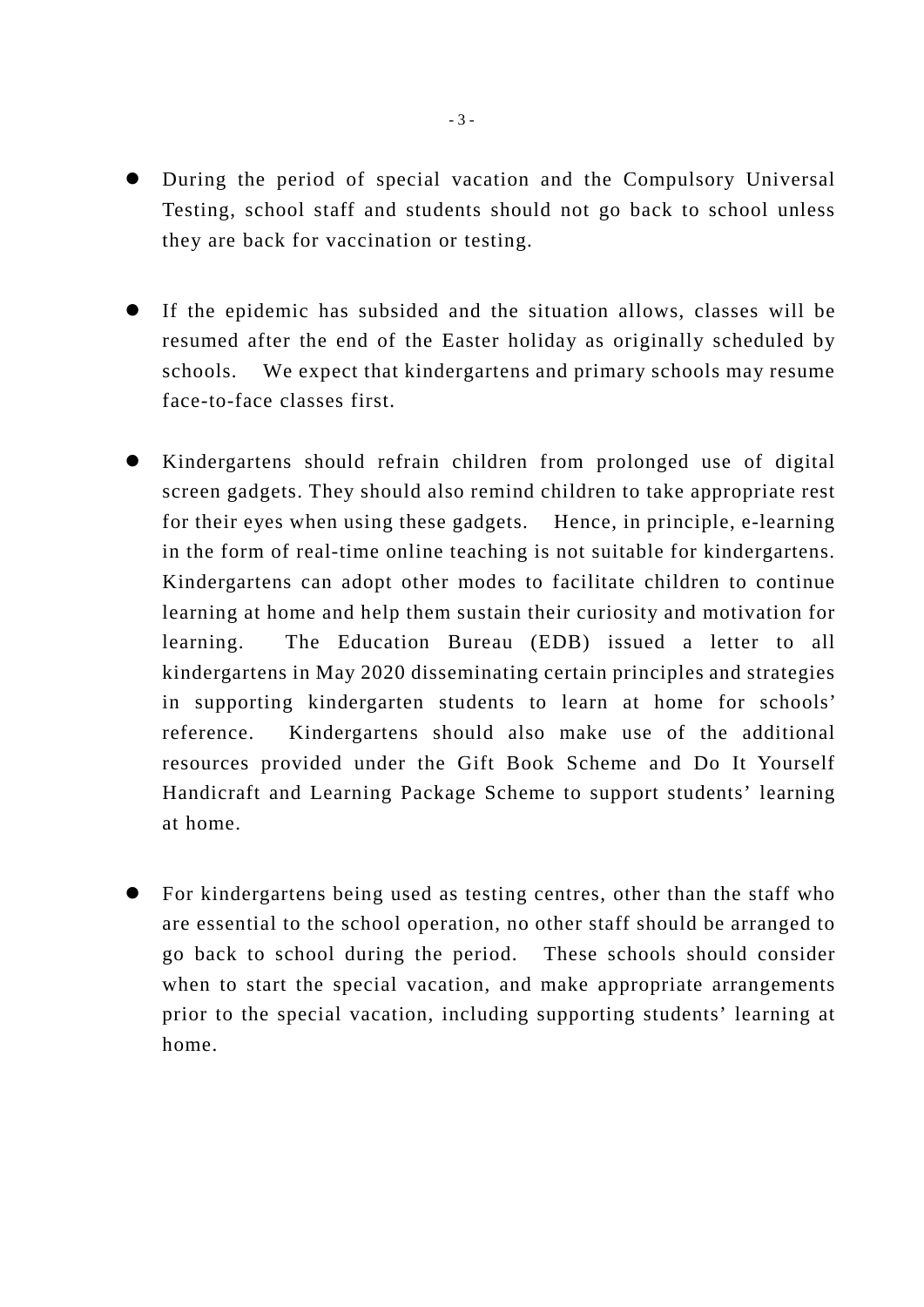- During the period of special vacation and the Compulsory Universal Testing, school staff and students should not go back to school unless they are back for vaccination or testing.

- If the epidemic has subsided and the situation allows, classes will be resumed after the end of the Easter holiday as originally scheduled by schools. We expect that kindergartens and primary schools may resume face-to-face classes first.

- Kindergartens should refrain children from prolonged use of digital screen gadgets. They should also remind children to take appropriate rest for their eyes when using these gadgets. Hence, in principle, e-learning in the form of real-time online teaching is not suitable for kindergartens. Kindergartens can adopt other modes to facilitate children to continue learning at home and help them sustain their curiosity and motivation for learning. The Education Bureau (EDB) issued a letter to all kindergartens in May 2020 disseminating certain principles and strategies in supporting kindergarten students to learn at home for schools' reference. Kindergartens should also make use of the additional resources provided under the Gift Book Scheme and Do It Yourself Handicraft and Learning Package Scheme to support students' learning at home.

- For kindergartens being used as testing centres, other than the staff who are essential to the school operation, no other staff should be arranged to go back to school during the period. These schools should consider when to start the special vacation, and make appropriate arrangements prior to the special vacation, including supporting students' learning at home.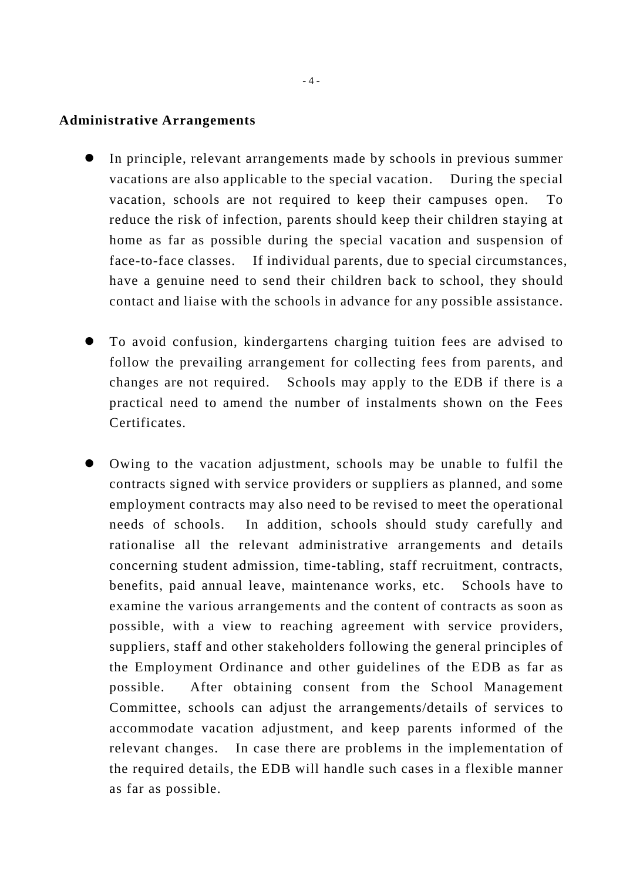**Administrative Arrangements**

- In principle, relevant arrangements made by schools in previous summer vacations are also applicable to the special vacation. During the special vacation, schools are not required to keep their campuses open. To reduce the risk of infection, parents should keep their children staying at home as far as possible during the special vacation and suspension of face-to-face classes. If individual parents, due to special circumstances, have a genuine need to send their children back to school, they should contact and liaise with the schools in advance for any possible assistance.

- To avoid confusion, kindergartens charging tuition fees are advised to follow the prevailing arrangement for collecting fees from parents, and changes are not required. Schools may apply to the EDB if there is a practical need to amend the number of instalments shown on the Fees Certificates.

- Owing to the vacation adjustment, schools may be unable to fulfil the contracts signed with service providers or suppliers as planned, and some employment contracts may also need to be revised to meet the operational needs of schools. In addition, schools should study carefully and rationalise all the relevant administrative arrangements and details concerning student admission, time-tabling, staff recruitment, contracts, benefits, paid annual leave, maintenance works, etc. Schools have to examine the various arrangements and the content of contracts as soon as possible, with a view to reaching agreement with service providers, suppliers, staff and other stakeholders following the general principles of the Employment Ordinance and other guidelines of the EDB as far as possible. After obtaining consent from the School Management Committee, schools can adjust the arrangements/details of services to accommodate vacation adjustment, and keep parents informed of the relevant changes. In case there are problems in the implementation of the required details, the EDB will handle such cases in a flexible manner as far as possible.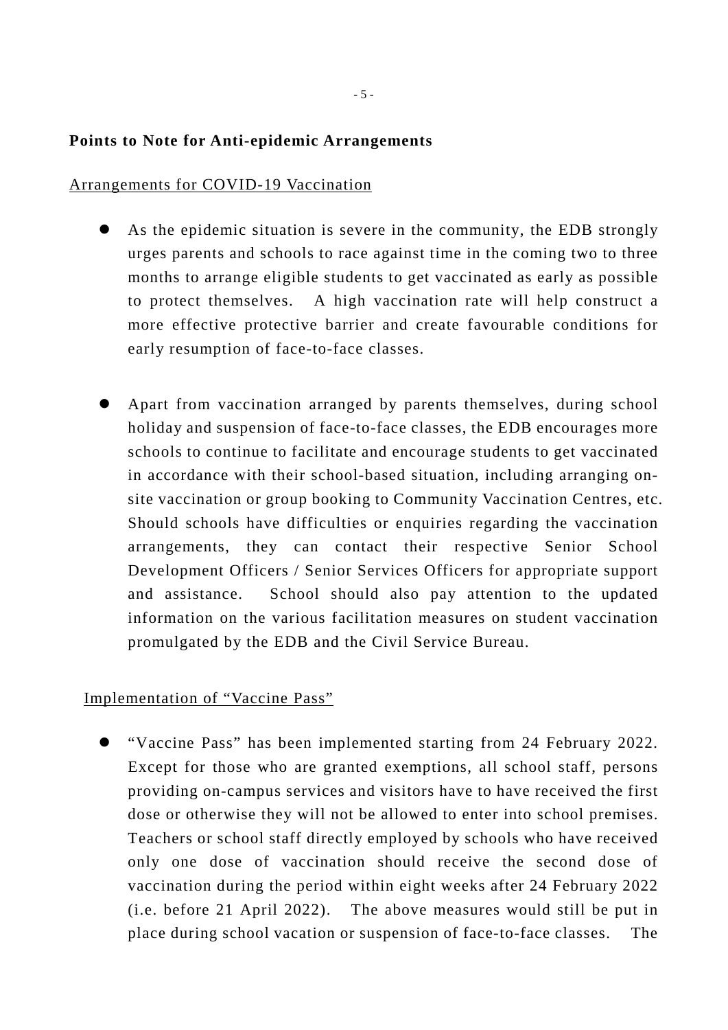**Points to Note for Anti-epidemic Arrangements**

Arrangements for COVID-19 Vaccination

- As the epidemic situation is severe in the community, the EDB strongly urges parents and schools to race against time in the coming two to three months to arrange eligible students to get vaccinated as early as possible to protect themselves. A high vaccination rate will help construct a more effective protective barrier and create favourable conditions for early resumption of face-to-face classes.

- Apart from vaccination arranged by parents themselves, during school holiday and suspension of face-to-face classes, the EDB encourages more schools to continue to facilitate and encourage students to get vaccinated in accordance with their school-based situation, including arranging on-site vaccination or group booking to Community Vaccination Centres, etc. Should schools have difficulties or enquiries regarding the vaccination arrangements, they can contact their respective Senior School Development Officers / Senior Services Officers for appropriate support and assistance. School should also pay attention to the updated information on the various facilitation measures on student vaccination promulgated by the EDB and the Civil Service Bureau.

Implementation of "Vaccine Pass"

- "Vaccine Pass" has been implemented starting from 24 February 2022. Except for those who are granted exemptions, all school staff, persons providing on-campus services and visitors have to have received the first dose or otherwise they will not be allowed to enter into school premises. Teachers or school staff directly employed by schools who have received only one dose of vaccination should receive the second dose of vaccination during the period within eight weeks after 24 February 2022 (i.e. before 21 April 2022). The above measures would still be put in place during school vacation or suspension of face-to-face classes. The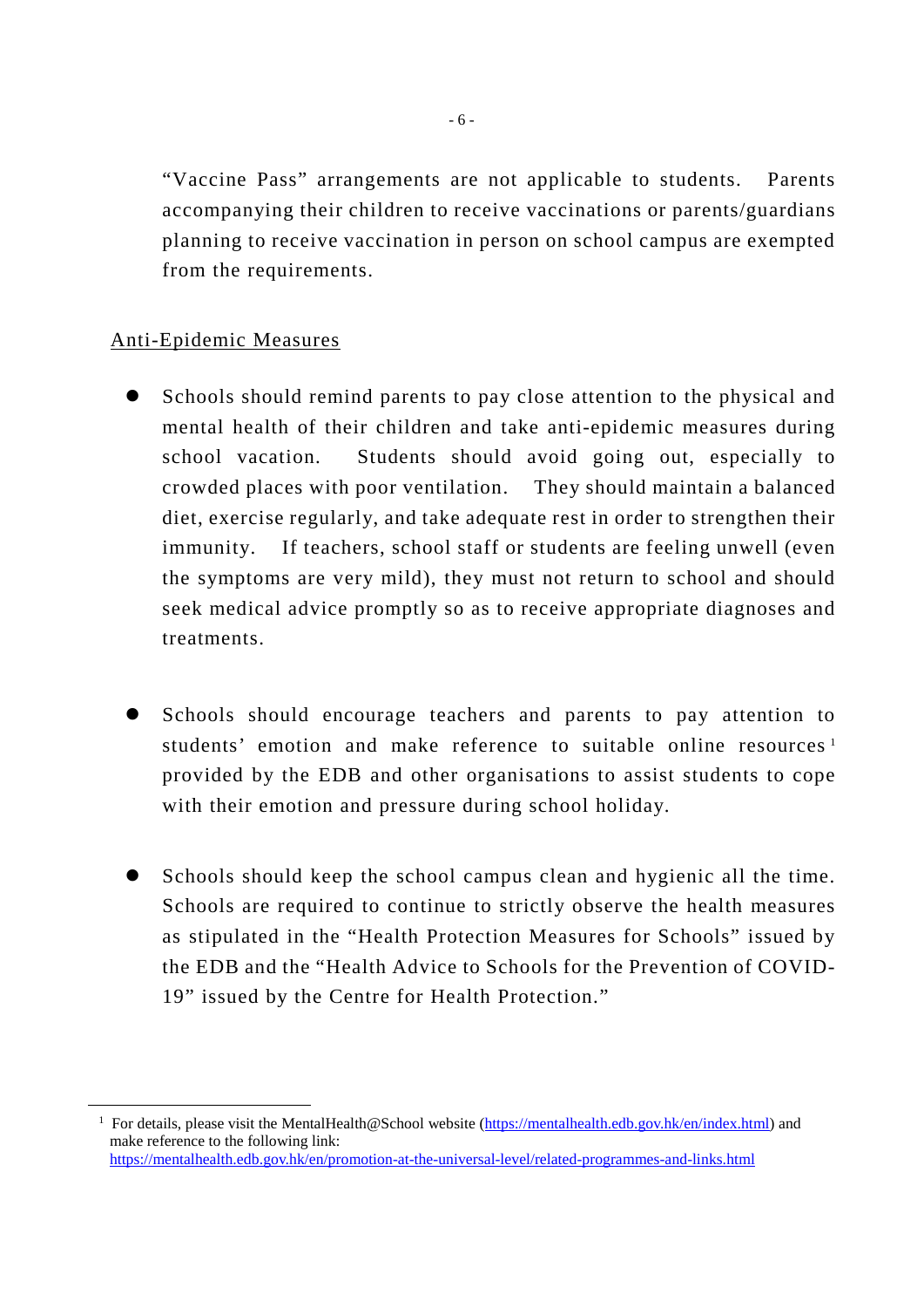"Vaccine Pass" arrangements are not applicable to students. Parents accompanying their children to receive vaccinations or parents/guardians planning to receive vaccination in person on school campus are exempted from the requirements.

<u>Anti-Epidemic Measures</u>

- Schools should remind parents to pay close attention to the physical and mental health of their children and take anti-epidemic measures during school vacation. Students should avoid going out, especially to crowded places with poor ventilation. They should maintain a balanced diet, exercise regularly, and take adequate rest in order to strengthen their immunity. If teachers, school staff or students are feeling unwell (even the symptoms are very mild), they must not return to school and should seek medical advice promptly so as to receive appropriate diagnoses and treatments.

- Schools should encourage teachers and parents to pay attention to students' emotion and make reference to suitable online resources[1] provided by the EDB and other organisations to assist students to cope with their emotion and pressure during school holiday.

- Schools should keep the school campus clean and hygienic all the time. Schools are required to continue to strictly observe the health measures as stipulated in the "Health Protection Measures for Schools" issued by the EDB and the "Health Advice to Schools for the Prevention of COVID-19" issued by the Centre for Health Protection."

---

[1] For details, please visit the MentalHealth@School website (https://mentalhealth.edb.gov.hk/en/index.html) and make reference to the following link: https://mentalhealth.edb.gov.hk/en/promotion-at-the-universal-level/related-programmes-and-links.html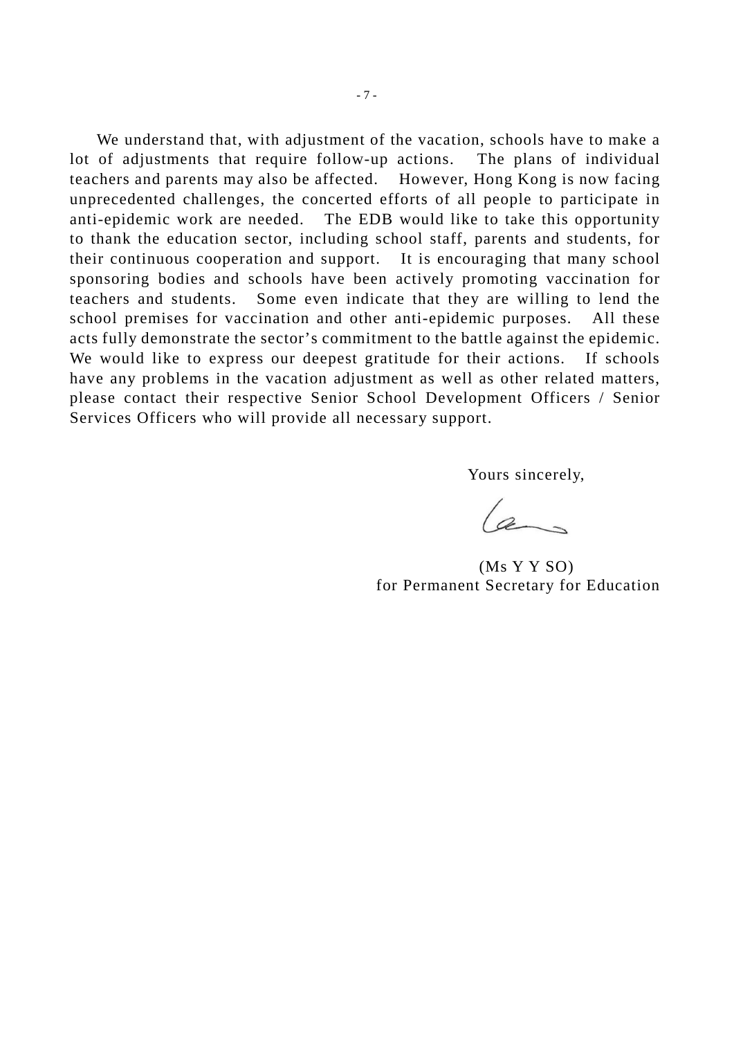We understand that, with adjustment of the vacation, schools have to make a lot of adjustments that require follow-up actions. The plans of individual teachers and parents may also be affected. However, Hong Kong is now facing unprecedented challenges, the concerted efforts of all people to participate in anti-epidemic work are needed. The EDB would like to take this opportunity to thank the education sector, including school staff, parents and students, for their continuous cooperation and support. It is encouraging that many school sponsoring bodies and schools have been actively promoting vaccination for teachers and students. Some even indicate that they are willing to lend the school premises for vaccination and other anti-epidemic purposes. All these acts fully demonstrate the sector's commitment to the battle against the epidemic. We would like to express our deepest gratitude for their actions. If schools have any problems in the vacation adjustment as well as other related matters, please contact their respective Senior School Development Officers / Senior Services Officers who will provide all necessary support.

Yours sincerely,

(Ms Y Y SO)
for Permanent Secretary for Education